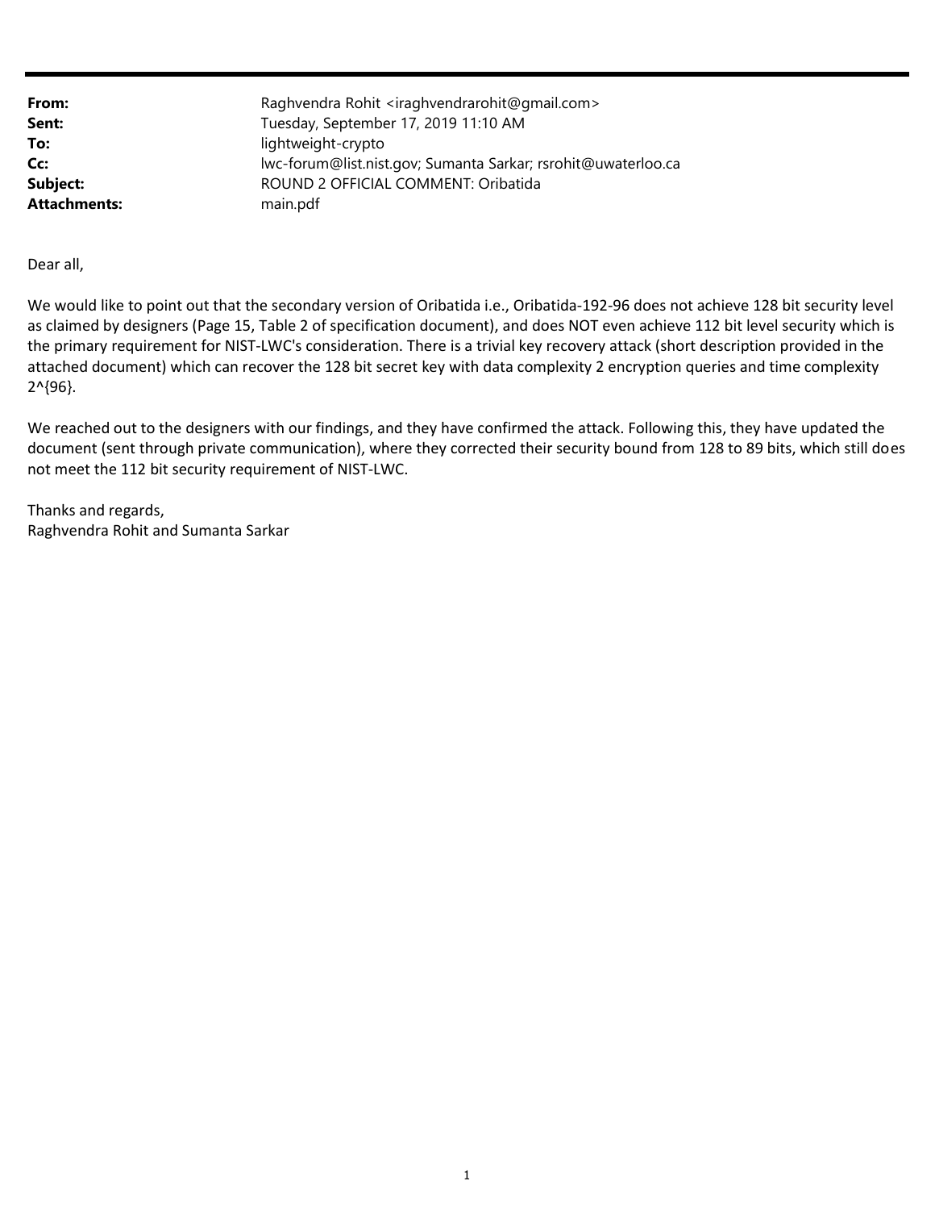| | |
|---|---|
| **From:** | Raghvendra Rohit <iraghvendrarohit@gmail.com> |
| **Sent:** | Tuesday, September 17, 2019 11:10 AM |
| **To:** | lightweight-crypto |
| **Cc:** | lwc-forum@list.nist.gov; Sumanta Sarkar; rsrohit@uwaterloo.ca |
| **Subject:** | ROUND 2 OFFICIAL COMMENT: Oribatida |
| **Attachments:** | main.pdf |

Dear all,

We would like to point out that the secondary version of Oribatida i.e., Oribatida-192-96 does not achieve 128 bit security level as claimed by designers (Page 15, Table 2 of specification document), and does NOT even achieve 112 bit level security which is the primary requirement for NIST-LWC's consideration. There is a trivial key recovery attack (short description provided in the attached document) which can recover the 128 bit secret key with data complexity 2 encryption queries and time complexity 2^{96}.

We reached out to the designers with our findings, and they have confirmed the attack. Following this, they have updated the document (sent through private communication), where they corrected their security bound from 128 to 89 bits, which still does not meet the 112 bit security requirement of NIST-LWC.

Thanks and regards,
Raghvendra Rohit and Sumanta Sarkar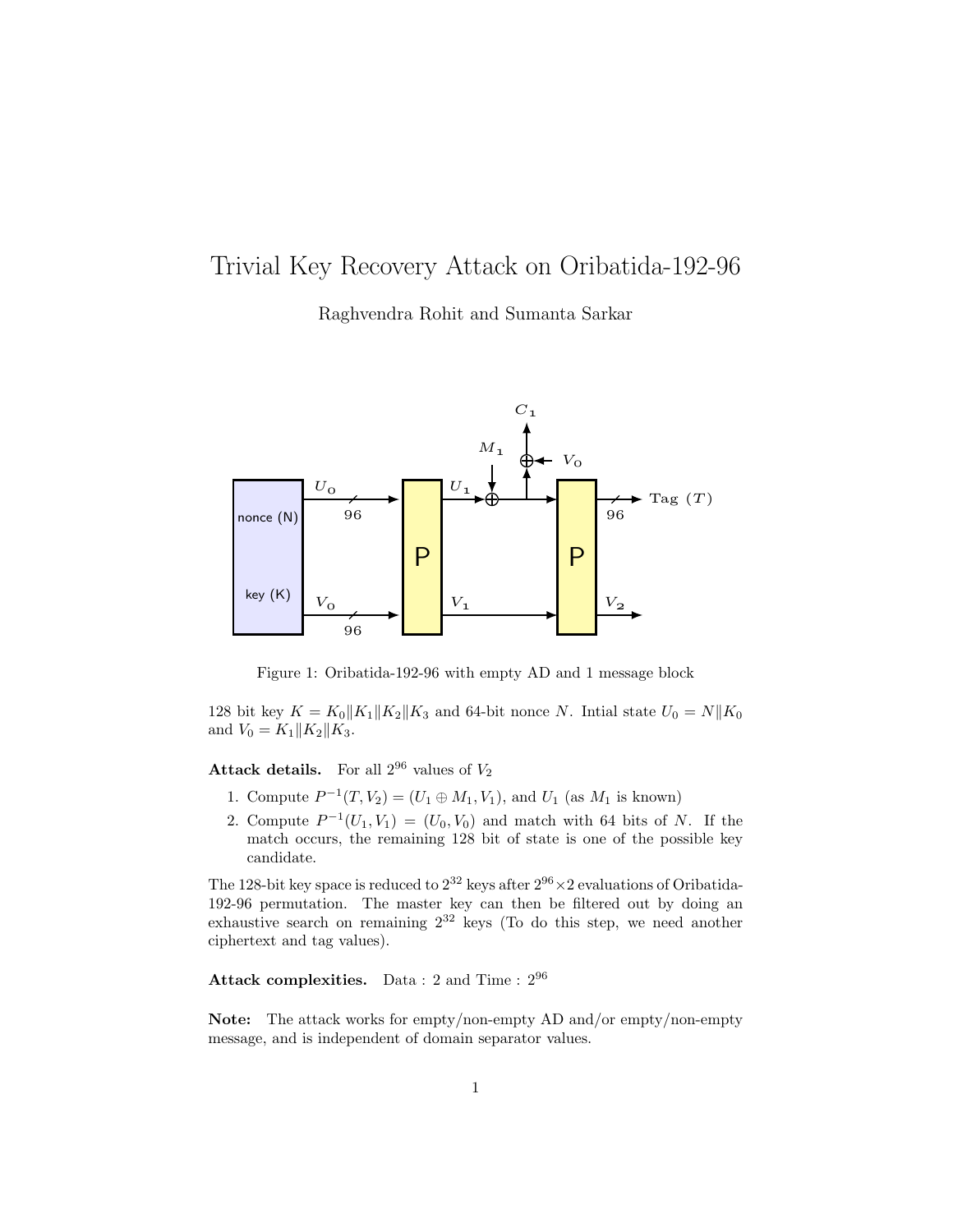# Trivial Key Recovery Attack on Oribatida-192-96

Raghvendra Rohit and Sumanta Sarkar

$C_1$

$M_1$

$V_0$

$U_0$

$U_1$

Tag ($T$)

nonce (N)

96

96

P

P

key (K)

$V_0$

$V_1$

$V_2$

96

Figure 1: Oribatida-192-96 with empty AD and 1 message block

128 bit key $K = K_0 \| K_1 \| K_2 \| K_3$ and 64-bit nonce $N$. Intial state $U_0 = N \| K_0$ and $V_0 = K_1 \| K_2 \| K_3$.

**Attack details.** For all $2^{96}$ values of $V_2$

1. Compute $P^{-1}(T, V_2) = (U_1 \oplus M_1, V_1)$, and $U_1$ (as $M_1$ is known)
2. Compute $P^{-1}(U_1, V_1) = (U_0, V_0)$ and match with 64 bits of $N$. If the match occurs, the remaining 128 bit of state is one of the possible key candidate.

The 128-bit key space is reduced to $2^{32}$ keys after $2^{96} \times 2$ evaluations of Oribatida-192-96 permutation. The master key can then be filtered out by doing an exhaustive search on remaining $2^{32}$ keys (To do this step, we need another ciphertext and tag values).

**Attack complexities.** Data : 2 and Time : $2^{96}$

**Note:** The attack works for empty/non-empty AD and/or empty/non-empty message, and is independent of domain separator values.